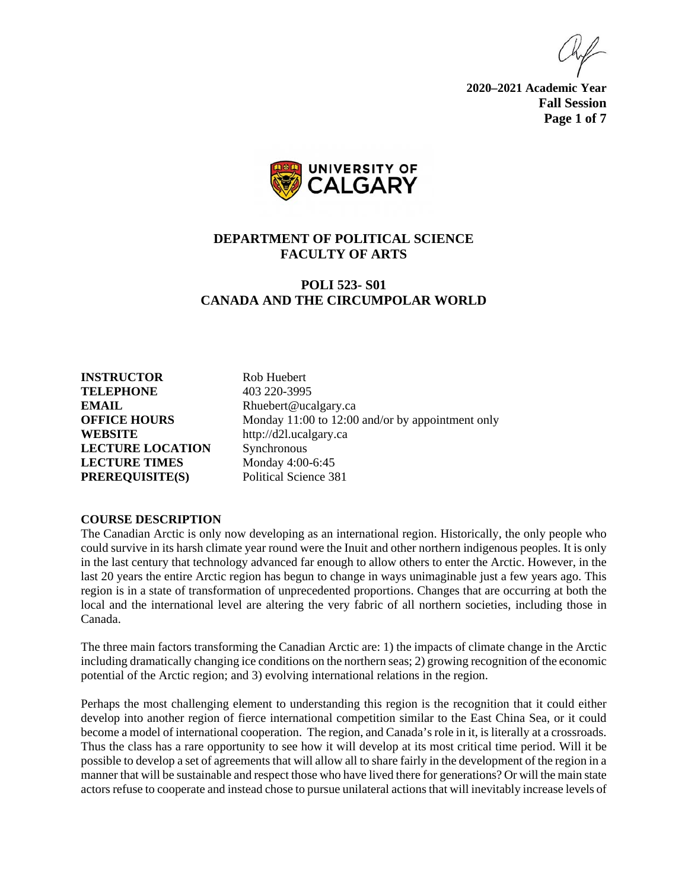**2020–2021 Academic Year**
**Fall Session**

UNIVERSITY OF CALGARY

## DEPARTMENT OF POLITICAL SCIENCE
## FACULTY OF ARTS

# POLI 523- S01
# CANADA AND THE CIRCUMPOLAR WORLD

| | |
|---|---|
| **INSTRUCTOR** | Rob Huebert |
| **TELEPHONE** | 403 220-3995 |
| **EMAIL** | Rhuebert@ucalgary.ca |
| **OFFICE HOURS** | Monday 11:00 to 12:00 and/or by appointment only |
| **WEBSITE** | http://d2l.ucalgary.ca |
| **LECTURE LOCATION** | Synchronous |
| **LECTURE TIMES** | Monday 4:00-6:45 |
| **PREREQUISITE(S)** | Political Science 381 |

**COURSE DESCRIPTION**

The Canadian Arctic is only now developing as an international region. Historically, the only people who could survive in its harsh climate year round were the Inuit and other northern indigenous peoples. It is only in the last century that technology advanced far enough to allow others to enter the Arctic. However, in the last 20 years the entire Arctic region has begun to change in ways unimaginable just a few years ago. This region is in a state of transformation of unprecedented proportions. Changes that are occurring at both the local and the international level are altering the very fabric of all northern societies, including those in Canada.

The three main factors transforming the Canadian Arctic are: 1) the impacts of climate change in the Arctic including dramatically changing ice conditions on the northern seas; 2) growing recognition of the economic potential of the Arctic region; and 3) evolving international relations in the region.

Perhaps the most challenging element to understanding this region is the recognition that it could either develop into another region of fierce international competition similar to the East China Sea, or it could become a model of international cooperation. The region, and Canada's role in it, is literally at a crossroads. Thus the class has a rare opportunity to see how it will develop at its most critical time period. Will it be possible to develop a set of agreements that will allow all to share fairly in the development of the region in a manner that will be sustainable and respect those who have lived there for generations? Or will the main state actors refuse to cooperate and instead chose to pursue unilateral actions that will inevitably increase levels of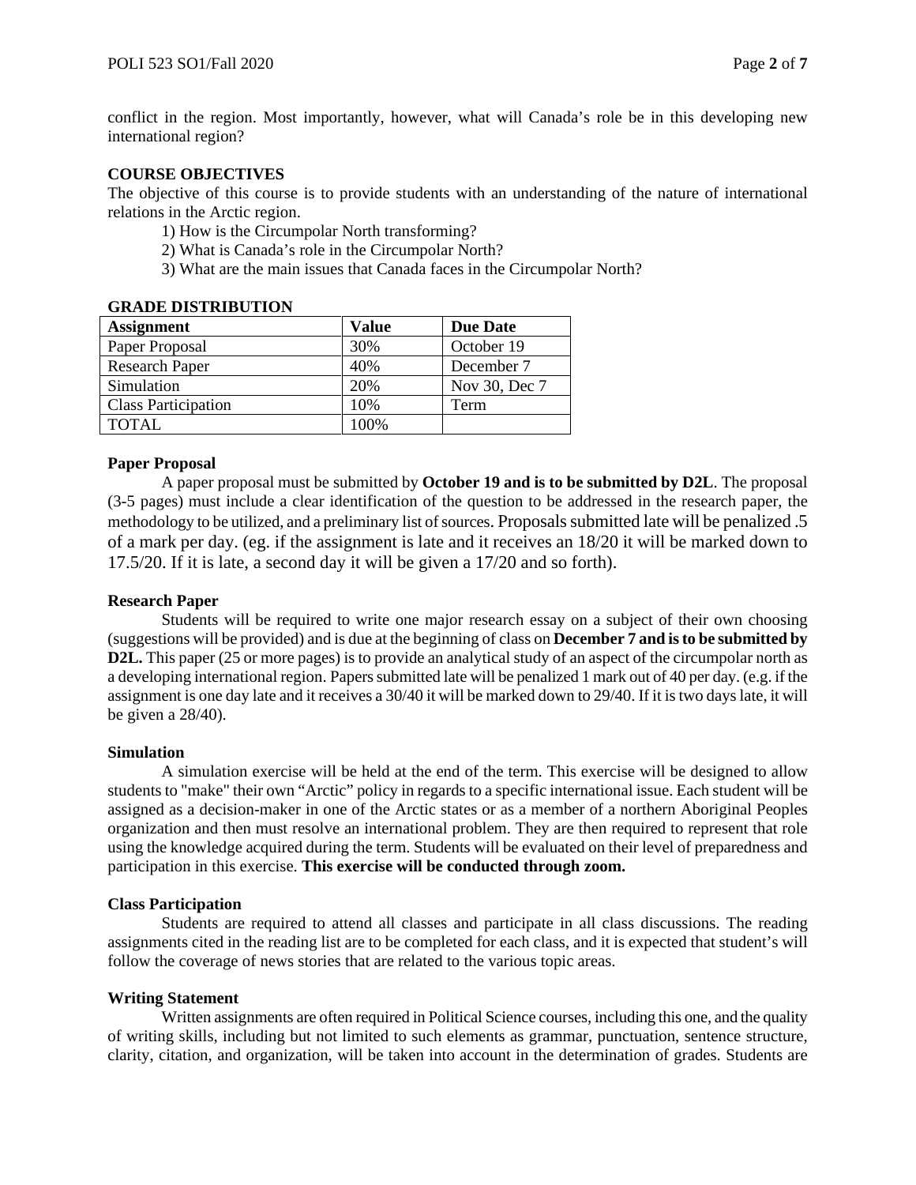conflict in the region. Most importantly, however, what will Canada's role be in this developing new international region?

**COURSE OBJECTIVES**

The objective of this course is to provide students with an understanding of the nature of international relations in the Arctic region.

1) How is the Circumpolar North transforming?
2) What is Canada's role in the Circumpolar North?
3) What are the main issues that Canada faces in the Circumpolar North?

**GRADE DISTRIBUTION**

| Assignment | Value | Due Date |
|---|---|---|
| Paper Proposal | 30% | October 19 |
| Research Paper | 40% | December 7 |
| Simulation | 20% | Nov 30, Dec 7 |
| Class Participation | 10% | Term |
| TOTAL | 100% | |

**Paper Proposal**

A paper proposal must be submitted by **October 19 and is to be submitted by D2L**. The proposal (3-5 pages) must include a clear identification of the question to be addressed in the research paper, the methodology to be utilized, and a preliminary list of sources. Proposals submitted late will be penalized .5 of a mark per day. (eg. if the assignment is late and it receives an 18/20 it will be marked down to 17.5/20. If it is late, a second day it will be given a 17/20 and so forth).

**Research Paper**

Students will be required to write one major research essay on a subject of their own choosing (suggestions will be provided) and is due at the beginning of class on **December 7 and is to be submitted by D2L.** This paper (25 or more pages) is to provide an analytical study of an aspect of the circumpolar north as a developing international region. Papers submitted late will be penalized 1 mark out of 40 per day. (e.g. if the assignment is one day late and it receives a 30/40 it will be marked down to 29/40. If it is two days late, it will be given a 28/40).

**Simulation**

A simulation exercise will be held at the end of the term. This exercise will be designed to allow students to "make" their own "Arctic" policy in regards to a specific international issue. Each student will be assigned as a decision-maker in one of the Arctic states or as a member of a northern Aboriginal Peoples organization and then must resolve an international problem. They are then required to represent that role using the knowledge acquired during the term. Students will be evaluated on their level of preparedness and participation in this exercise. **This exercise will be conducted through zoom.**

**Class Participation**

Students are required to attend all classes and participate in all class discussions. The reading assignments cited in the reading list are to be completed for each class, and it is expected that student's will follow the coverage of news stories that are related to the various topic areas.

**Writing Statement**

Written assignments are often required in Political Science courses, including this one, and the quality of writing skills, including but not limited to such elements as grammar, punctuation, sentence structure, clarity, citation, and organization, will be taken into account in the determination of grades. Students are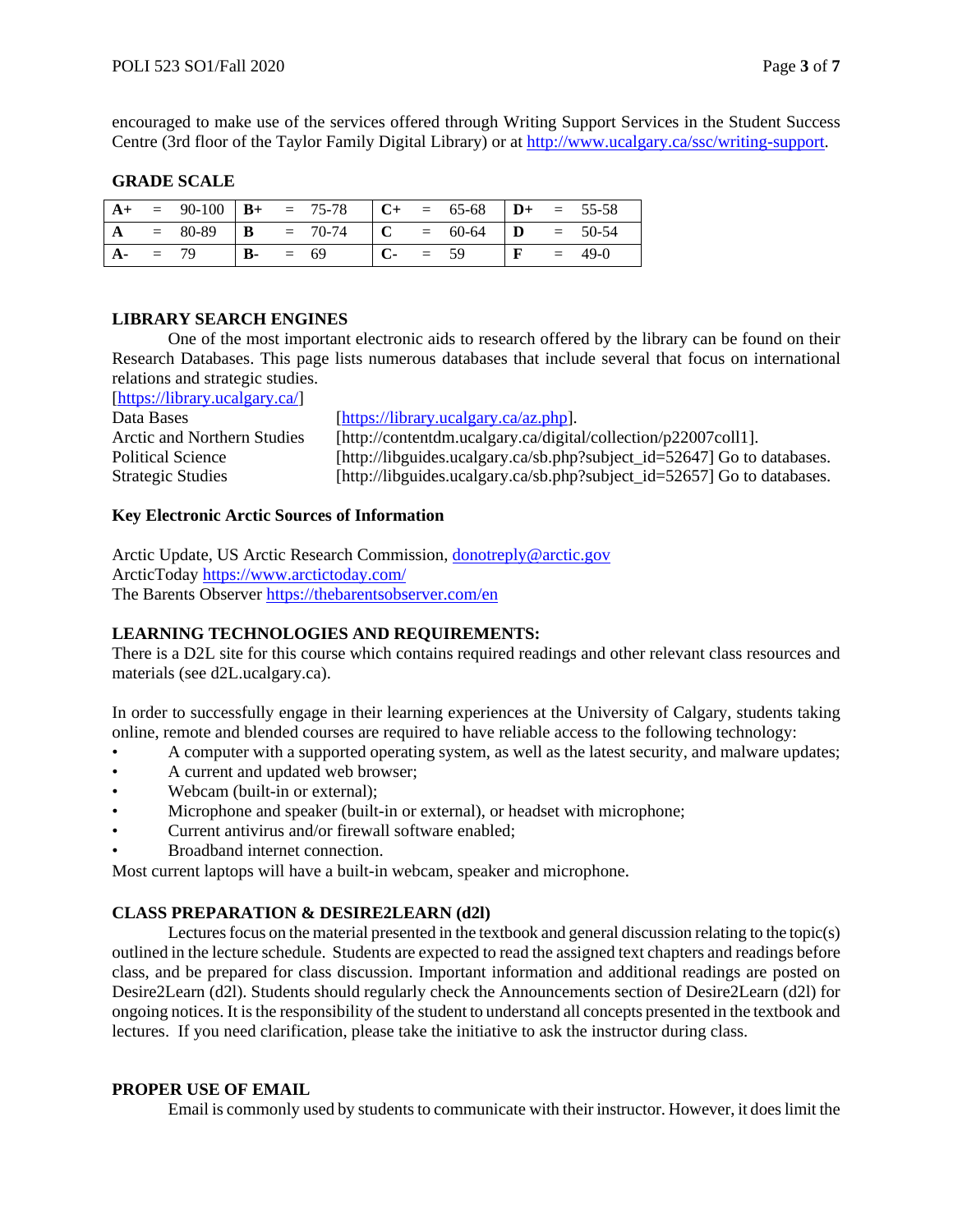encouraged to make use of the services offered through Writing Support Services in the Student Success Centre (3rd floor of the Taylor Family Digital Library) or at http://www.ucalgary.ca/ssc/writing-support.

**GRADE SCALE**

| | | | | | | | | | | | |
|---|---|---|---|---|---|---|---|---|---|---|---|
| **A+** | = | 90-100 | **B+** | = | 75-78 | **C+** | = | 65-68 | **D+** | = | 55-58 |
| **A** | = | 80-89 | **B** | = | 70-74 | **C** | = | 60-64 | **D** | = | 50-54 |
| **A-** | = | 79 | **B-** | = | 69 | **C-** | = | 59 | **F** | = | 49-0 |

**LIBRARY SEARCH ENGINES**

One of the most important electronic aids to research offered by the library can be found on their Research Databases. This page lists numerous databases that include several that focus on international relations and strategic studies.

[https://library.ucalgary.ca/]

Data Bases [https://library.ucalgary.ca/az.php].
Arctic and Northern Studies [http://contentdm.ucalgary.ca/digital/collection/p22007coll1].
Political Science [http://libguides.ucalgary.ca/sb.php?subject_id=52647] Go to databases.
Strategic Studies [http://libguides.ucalgary.ca/sb.php?subject_id=52657] Go to databases.

**Key Electronic Arctic Sources of Information**

Arctic Update, US Arctic Research Commission, donotreply@arctic.gov
ArcticToday https://www.arctictoday.com/
The Barents Observer https://thebarentsobserver.com/en

**LEARNING TECHNOLOGIES AND REQUIREMENTS:**

There is a D2L site for this course which contains required readings and other relevant class resources and materials (see d2L.ucalgary.ca).

In order to successfully engage in their learning experiences at the University of Calgary, students taking online, remote and blended courses are required to have reliable access to the following technology:

- A computer with a supported operating system, as well as the latest security, and malware updates;
- A current and updated web browser;
- Webcam (built-in or external);
- Microphone and speaker (built-in or external), or headset with microphone;
- Current antivirus and/or firewall software enabled;
- Broadband internet connection.

Most current laptops will have a built-in webcam, speaker and microphone.

**CLASS PREPARATION & DESIRE2LEARN (d2l)**

Lectures focus on the material presented in the textbook and general discussion relating to the topic(s) outlined in the lecture schedule. Students are expected to read the assigned text chapters and readings before class, and be prepared for class discussion. Important information and additional readings are posted on Desire2Learn (d2l). Students should regularly check the Announcements section of Desire2Learn (d2l) for ongoing notices. It is the responsibility of the student to understand all concepts presented in the textbook and lectures. If you need clarification, please take the initiative to ask the instructor during class.

**PROPER USE OF EMAIL**

Email is commonly used by students to communicate with their instructor. However, it does limit the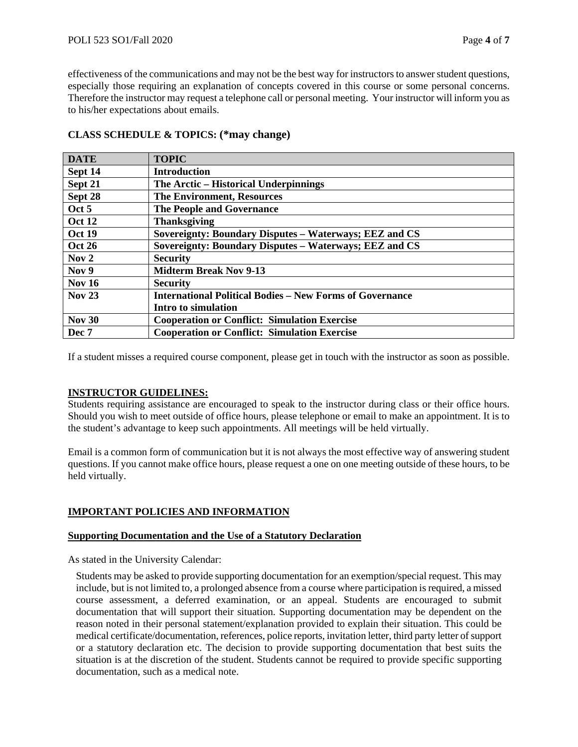effectiveness of the communications and may not be the best way for instructors to answer student questions, especially those requiring an explanation of concepts covered in this course or some personal concerns. Therefore the instructor may request a telephone call or personal meeting. Your instructor will inform you as to his/her expectations about emails.

## CLASS SCHEDULE & TOPICS: (*may change)

| DATE | TOPIC |
|---|---|
| **Sept 14** | **Introduction** |
| **Sept 21** | **The Arctic – Historical Underpinnings** |
| **Sept 28** | **The Environment, Resources** |
| **Oct 5** | **The People and Governance** |
| **Oct 12** | **Thanksgiving** |
| **Oct 19** | **Sovereignty: Boundary Disputes – Waterways; EEZ and CS** |
| **Oct 26** | **Sovereignty: Boundary Disputes – Waterways; EEZ and CS** |
| **Nov 2** | **Security** |
| **Nov 9** | **Midterm Break Nov 9-13** |
| **Nov 16** | **Security** |
| **Nov 23** | **International Political Bodies – New Forms of Governance**<br>**Intro to simulation** |
| **Nov 30** | **Cooperation or Conflict: Simulation Exercise** |
| **Dec 7** | **Cooperation or Conflict: Simulation Exercise** |

If a student misses a required course component, please get in touch with the instructor as soon as possible.

## INSTRUCTOR GUIDELINES:

Students requiring assistance are encouraged to speak to the instructor during class or their office hours. Should you wish to meet outside of office hours, please telephone or email to make an appointment. It is to the student's advantage to keep such appointments. All meetings will be held virtually.

Email is a common form of communication but it is not always the most effective way of answering student questions. If you cannot make office hours, please request a one on one meeting outside of these hours, to be held virtually.

## IMPORTANT POLICIES AND INFORMATION

### Supporting Documentation and the Use of a Statutory Declaration

As stated in the University Calendar:

> Students may be asked to provide supporting documentation for an exemption/special request. This may include, but is not limited to, a prolonged absence from a course where participation is required, a missed course assessment, a deferred examination, or an appeal. Students are encouraged to submit documentation that will support their situation. Supporting documentation may be dependent on the reason noted in their personal statement/explanation provided to explain their situation. This could be medical certificate/documentation, references, police reports, invitation letter, third party letter of support or a statutory declaration etc. The decision to provide supporting documentation that best suits the situation is at the discretion of the student. Students cannot be required to provide specific supporting documentation, such as a medical note.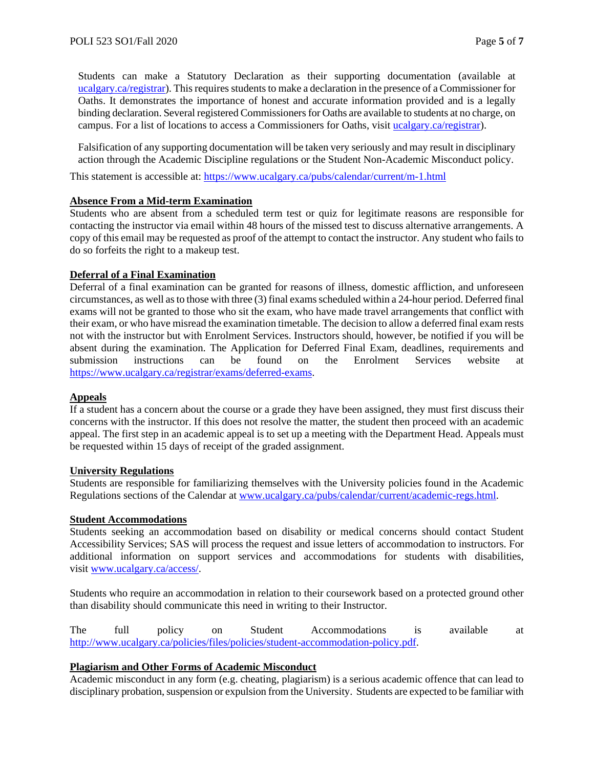Students can make a Statutory Declaration as their supporting documentation (available at [ucalgary.ca/registrar](ucalgary.ca/registrar)). This requires students to make a declaration in the presence of a Commissioner for Oaths. It demonstrates the importance of honest and accurate information provided and is a legally binding declaration. Several registered Commissioners for Oaths are available to students at no charge, on campus. For a list of locations to access a Commissioners for Oaths, visit [ucalgary.ca/registrar](ucalgary.ca/registrar)).

Falsification of any supporting documentation will be taken very seriously and may result in disciplinary action through the Academic Discipline regulations or the Student Non-Academic Misconduct policy.

This statement is accessible at: https://www.ucalgary.ca/pubs/calendar/current/m-1.html

**Absence From a Mid-term Examination**

Students who are absent from a scheduled term test or quiz for legitimate reasons are responsible for contacting the instructor via email within 48 hours of the missed test to discuss alternative arrangements. A copy of this email may be requested as proof of the attempt to contact the instructor. Any student who fails to do so forfeits the right to a makeup test.

**Deferral of a Final Examination**

Deferral of a final examination can be granted for reasons of illness, domestic affliction, and unforeseen circumstances, as well as to those with three (3) final exams scheduled within a 24-hour period. Deferred final exams will not be granted to those who sit the exam, who have made travel arrangements that conflict with their exam, or who have misread the examination timetable. The decision to allow a deferred final exam rests not with the instructor but with Enrolment Services. Instructors should, however, be notified if you will be absent during the examination. The Application for Deferred Final Exam, deadlines, requirements and submission instructions can be found on the Enrolment Services website at https://www.ucalgary.ca/registrar/exams/deferred-exams.

**Appeals**

If a student has a concern about the course or a grade they have been assigned, they must first discuss their concerns with the instructor. If this does not resolve the matter, the student then proceed with an academic appeal. The first step in an academic appeal is to set up a meeting with the Department Head. Appeals must be requested within 15 days of receipt of the graded assignment.

**University Regulations**

Students are responsible for familiarizing themselves with the University policies found in the Academic Regulations sections of the Calendar at www.ucalgary.ca/pubs/calendar/current/academic-regs.html.

**Student Accommodations**

Students seeking an accommodation based on disability or medical concerns should contact Student Accessibility Services; SAS will process the request and issue letters of accommodation to instructors. For additional information on support services and accommodations for students with disabilities, visit www.ucalgary.ca/access/.

Students who require an accommodation in relation to their coursework based on a protected ground other than disability should communicate this need in writing to their Instructor.

The full policy on Student Accommodations is available at http://www.ucalgary.ca/policies/files/policies/student-accommodation-policy.pdf.

**Plagiarism and Other Forms of Academic Misconduct**

Academic misconduct in any form (e.g. cheating, plagiarism) is a serious academic offence that can lead to disciplinary probation, suspension or expulsion from the University. Students are expected to be familiar with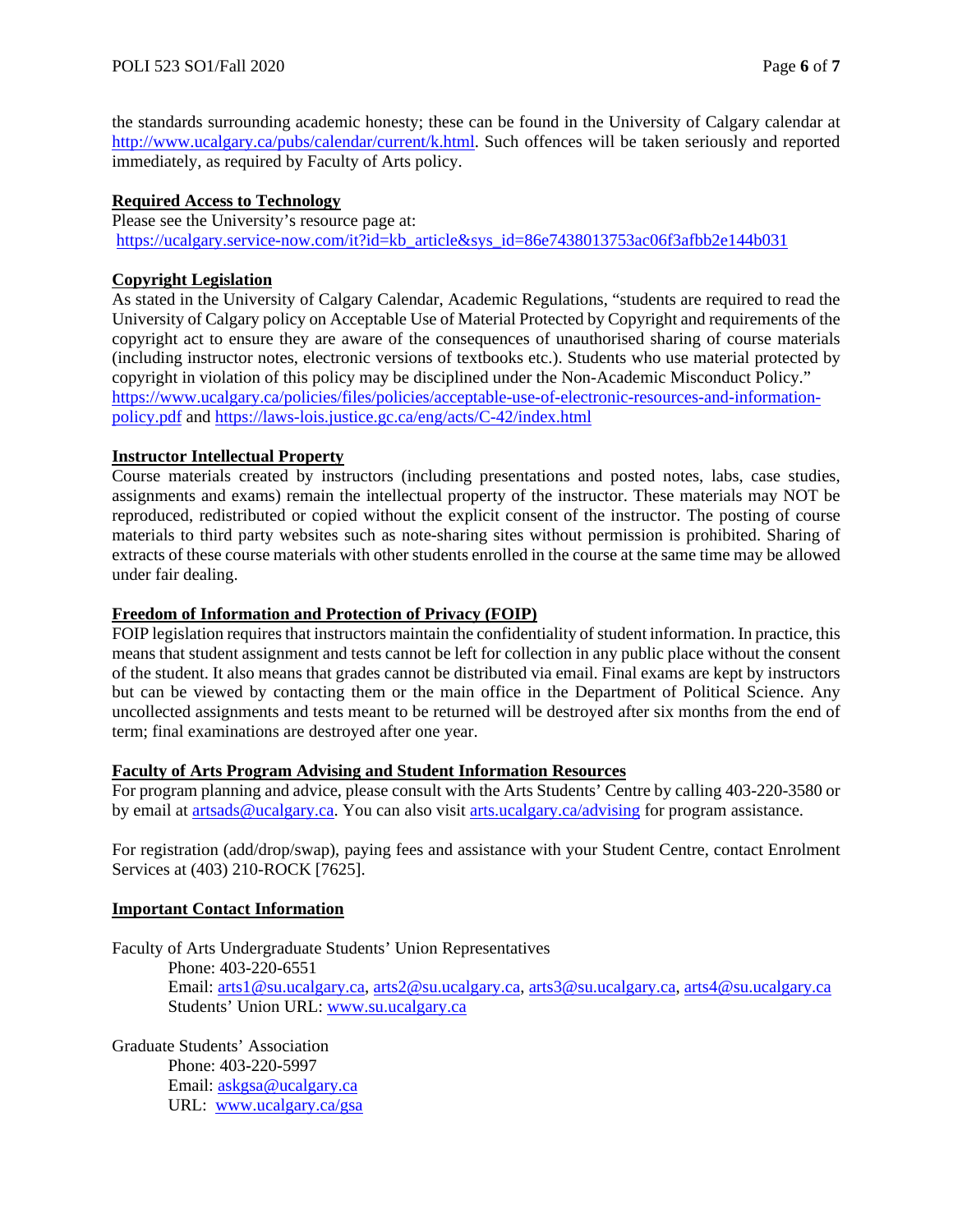the standards surrounding academic honesty; these can be found in the University of Calgary calendar at http://www.ucalgary.ca/pubs/calendar/current/k.html. Such offences will be taken seriously and reported immediately, as required by Faculty of Arts policy.

**Required Access to Technology**

Please see the University's resource page at:
https://ucalgary.service-now.com/it?id=kb_article&sys_id=86e7438013753ac06f3afbb2e144b031

**Copyright Legislation**

As stated in the University of Calgary Calendar, Academic Regulations, "students are required to read the University of Calgary policy on Acceptable Use of Material Protected by Copyright and requirements of the copyright act to ensure they are aware of the consequences of unauthorised sharing of course materials (including instructor notes, electronic versions of textbooks etc.). Students who use material protected by copyright in violation of this policy may be disciplined under the Non-Academic Misconduct Policy." https://www.ucalgary.ca/policies/files/policies/acceptable-use-of-electronic-resources-and-information-policy.pdf and https://laws-lois.justice.gc.ca/eng/acts/C-42/index.html

**Instructor Intellectual Property**

Course materials created by instructors (including presentations and posted notes, labs, case studies, assignments and exams) remain the intellectual property of the instructor. These materials may NOT be reproduced, redistributed or copied without the explicit consent of the instructor. The posting of course materials to third party websites such as note-sharing sites without permission is prohibited. Sharing of extracts of these course materials with other students enrolled in the course at the same time may be allowed under fair dealing.

**Freedom of Information and Protection of Privacy (FOIP)**

FOIP legislation requires that instructors maintain the confidentiality of student information. In practice, this means that student assignment and tests cannot be left for collection in any public place without the consent of the student. It also means that grades cannot be distributed via email. Final exams are kept by instructors but can be viewed by contacting them or the main office in the Department of Political Science. Any uncollected assignments and tests meant to be returned will be destroyed after six months from the end of term; final examinations are destroyed after one year.

**Faculty of Arts Program Advising and Student Information Resources**

For program planning and advice, please consult with the Arts Students' Centre by calling 403-220-3580 or by email at artsads@ucalgary.ca. You can also visit arts.ucalgary.ca/advising for program assistance.

For registration (add/drop/swap), paying fees and assistance with your Student Centre, contact Enrolment Services at (403) 210-ROCK [7625].

**Important Contact Information**

Faculty of Arts Undergraduate Students' Union Representatives
Phone: 403-220-6551
Email: arts1@su.ucalgary.ca, arts2@su.ucalgary.ca, arts3@su.ucalgary.ca, arts4@su.ucalgary.ca
Students' Union URL: www.su.ucalgary.ca

Graduate Students' Association
Phone: 403-220-5997
Email: askgsa@ucalgary.ca
URL: www.ucalgary.ca/gsa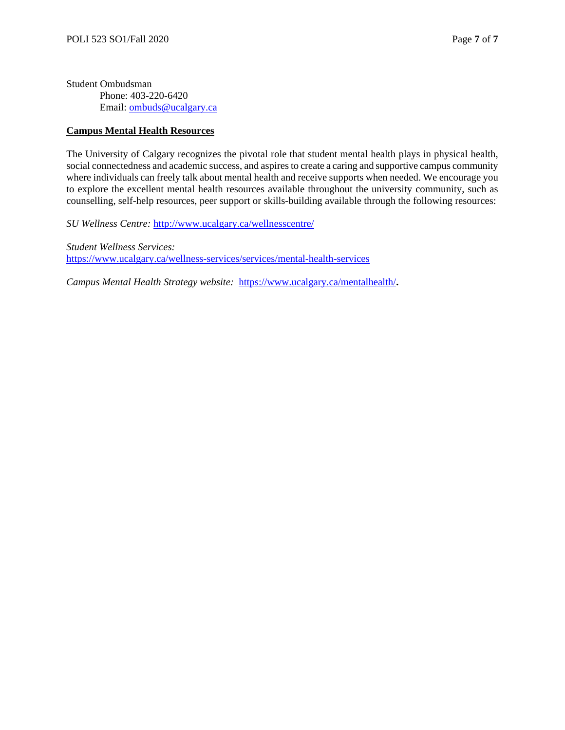Student Ombudsman
Phone: 403-220-6420
Email: ombuds@ucalgary.ca

## Campus Mental Health Resources

The University of Calgary recognizes the pivotal role that student mental health plays in physical health, social connectedness and academic success, and aspires to create a caring and supportive campus community where individuals can freely talk about mental health and receive supports when needed. We encourage you to explore the excellent mental health resources available throughout the university community, such as counselling, self-help resources, peer support or skills-building available through the following resources:

*SU Wellness Centre:* http://www.ucalgary.ca/wellnesscentre/

*Student Wellness Services:*
https://www.ucalgary.ca/wellness-services/services/mental-health-services

*Campus Mental Health Strategy website:* https://www.ucalgary.ca/mentalhealth/.